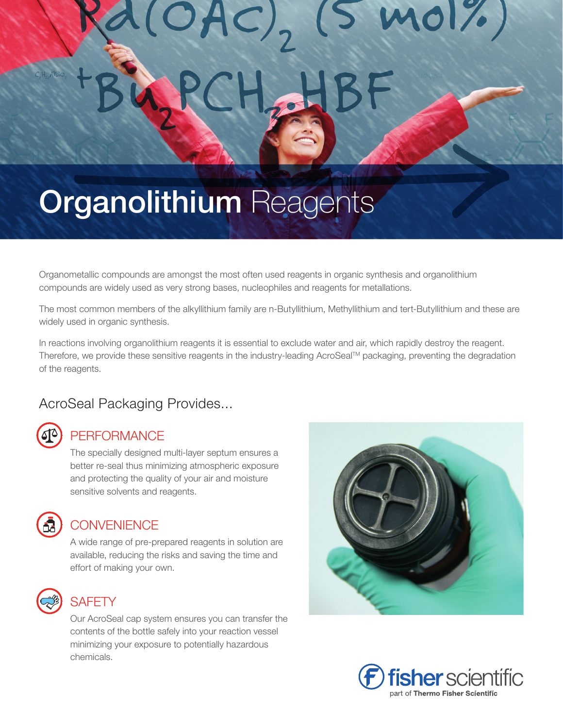# **Organolithium** Reagents

Organometallic compounds are amongst the most often used reagents in organic synthesis and organolithium compounds are widely used as very strong bases, nucleophiles and reagents for metallations.

The most common members of the alkyllithium family are n-Butyllithium, Methyllithium and tert-Butyllithium and these are widely used in organic synthesis.

In reactions involving organolithium reagents it is essential to exclude water and air, which rapidly destroy the reagent. Therefore, we provide these sensitive reagents in the industry-leading AcroSeal™ packaging, preventing the degradation of the reagents.

## AcroSeal Packaging Provides...

### PERFORMANCE

The specially designed multi-layer septum ensures a better re-seal thus minimizing atmospheric exposure and protecting the quality of your air and moisture sensitive solvents and reagents.

### CONVENIENCE

A wide range of pre-prepared reagents in solution are available, reducing the risks and saving the time and effort of making your own.

### SAFETY

Our AcroSeal cap system ensures you can transfer the contents of the bottle safely into your reaction vessel minimizing your exposure to potentially hazardous chemicals.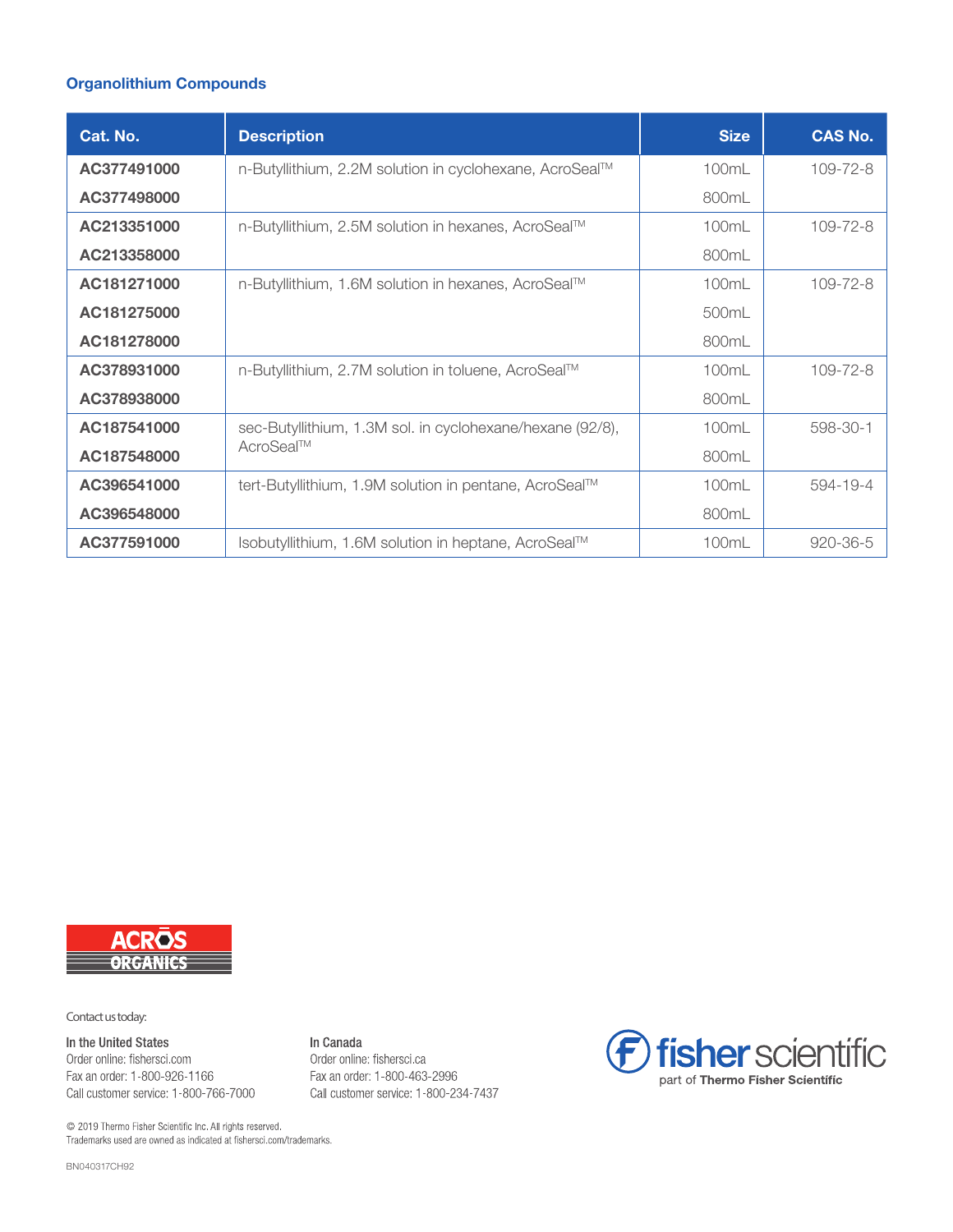## Organolithium Compounds

| Cat. No. | Description | Size | CAS No. |
|---|---|---|---|
| AC377491000 | n-Butyllithium, 2.2M solution in cyclohexane, AcroSeal™ | 100mL | 109-72-8 |
| AC377498000 | | 800mL | |
| AC213351000 | n-Butyllithium, 2.5M solution in hexanes, AcroSeal™ | 100mL | 109-72-8 |
| AC213358000 | | 800mL | |
| AC181271000 | n-Butyllithium, 1.6M solution in hexanes, AcroSeal™ | 100mL | 109-72-8 |
| AC181275000 | | 500mL | |
| AC181278000 | | 800mL | |
| AC378931000 | n-Butyllithium, 2.7M solution in toluene, AcroSeal™ | 100mL | 109-72-8 |
| AC378938000 | | 800mL | |
| AC187541000 | sec-Butyllithium, 1.3M sol. in cyclohexane/hexane (92/8), AcroSeal™ | 100mL | 598-30-1 |
| AC187548000 | | 800mL | |
| AC396541000 | tert-Butyllithium, 1.9M solution in pentane, AcroSeal™ | 100mL | 594-19-4 |
| AC396548000 | | 800mL | |
| AC377591000 | Isobutyllithium, 1.6M solution in heptane, AcroSeal™ | 100mL | 920-36-5 |

ACROS ORGANICS

Contact us today:

**In the United States**
Order online: fishersci.com
Fax an order: 1-800-926-1166
Call customer service: 1-800-766-7000

**In Canada**
Order online: fishersci.ca
Fax an order: 1-800-463-2996
Call customer service: 1-800-234-7437

fisher scientific
part of **Thermo Fisher Scientific**

© 2019 Thermo Fisher Scientific Inc. All rights reserved.
Trademarks used are owned as indicated at fishersci.com/trademarks.

BN040317CH92